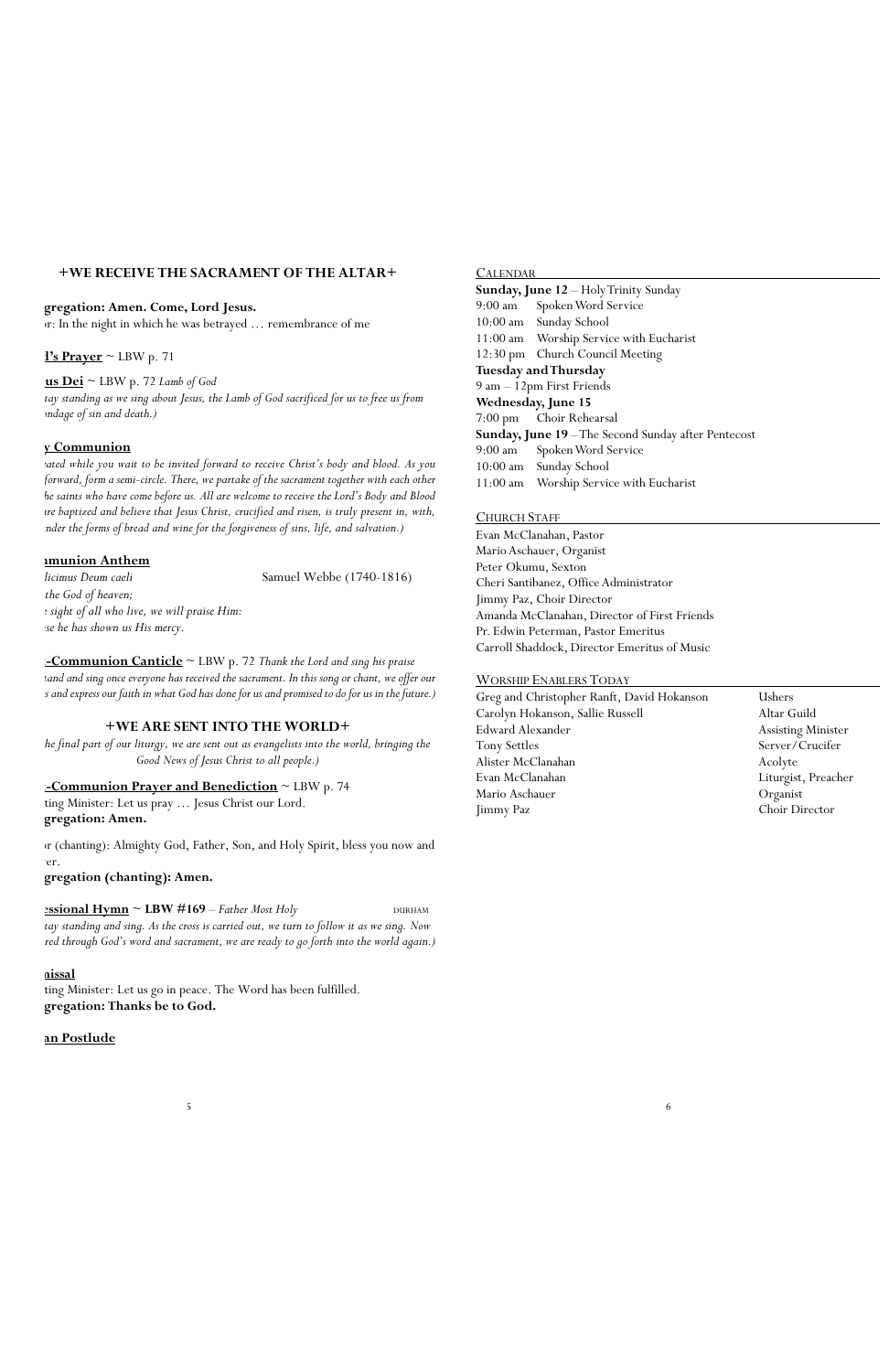## +WE RECEIVE THE SACRAMENT OF THE ALTAR+

**gregation: Amen. Come, Lord Jesus.**
or: In the night in which he was betrayed … remembrance of me

**l's Prayer** ~ LBW p. 71

**us Dei** ~ LBW p. 72 *Lamb of God*
*tay standing as we sing about Jesus, the Lamb of God sacrificed for us to free us from ondage of sin and death.)*

**y Communion**
*ated while you wait to be invited forward to receive Christ's body and blood. As you forward, form a semi-circle. There, we partake of the sacrament together with each other he saints who have come before us. All are welcome to receive the Lord's Body and Blood re baptized and believe that Jesus Christ, crucified and risen, is truly present in, with, nder the forms of bread and wine for the forgiveness of sins, life, and salvation.)*

**munion Anthem**
*licimus Deum caeli* — Samuel Webbe (1740-1816)
*the God of heaven;*
*sight of all who live, we will praise Him:*
*se he has shown us His mercy.*

**-Communion Canticle** ~ LBW p. 72 *Thank the Lord and sing his praise*
*tand and sing once everyone has received the sacrament. In this song or chant, we offer our s and express our faith in what God has done for us and promised to do for us in the future.)*

## +WE ARE SENT INTO THE WORLD+

*he final part of our liturgy, we are sent out as evangelists into the world, bringing the Good News of Jesus Christ to all people.)*

**-Communion Prayer and Benediction** ~ LBW p. 74
ting Minister: Let us pray … Jesus Christ our Lord.
**gregation: Amen.**

or (chanting): Almighty God, Father, Son, and Holy Spirit, bless you now and er.
**gregation (chanting): Amen.**

**essional Hymn ~ LBW #169** – *Father Most Holy* DURHAM
*tay standing and sing. As the cross is carried out, we turn to follow it as we sing. Now red through God's word and sacrament, we are ready to go forth into the world again.)*

**nissal**
ting Minister: Let us go in peace. The Word has been fulfilled.
**gregation: Thanks be to God.**

**an Postlude**

CALENDAR

**Sunday, June 12** – Holy Trinity Sunday
9:00 am Spoken Word Service
10:00 am Sunday School
11:00 am Worship Service with Eucharist
12:30 pm Church Council Meeting
**Tuesday and Thursday**
9 am – 12pm First Friends
**Wednesday, June 15**
7:00 pm Choir Rehearsal
**Sunday, June 19** – The Second Sunday after Pentecost
9:00 am Spoken Word Service
10:00 am Sunday School
11:00 am Worship Service with Eucharist

CHURCH STAFF

Evan McClanahan, Pastor
Mario Aschauer, Organist
Peter Okumu, Sexton
Cheri Santibanez, Office Administrator
Jimmy Paz, Choir Director
Amanda McClanahan, Director of First Friends
Pr. Edwin Peterman, Pastor Emeritus
Carroll Shaddock, Director Emeritus of Music

WORSHIP ENABLERS TODAY

| | |
|---|---|
| Greg and Christopher Ranft, David Hokanson | Ushers |
| Carolyn Hokanson, Sallie Russell | Altar Guild |
| Edward Alexander | Assisting Minister |
| Tony Settles | Server/Crucifer |
| Alister McClanahan | Acolyte |
| Evan McClanahan | Liturgist, Preacher |
| Mario Aschauer | Organist |
| Jimmy Paz | Choir Director |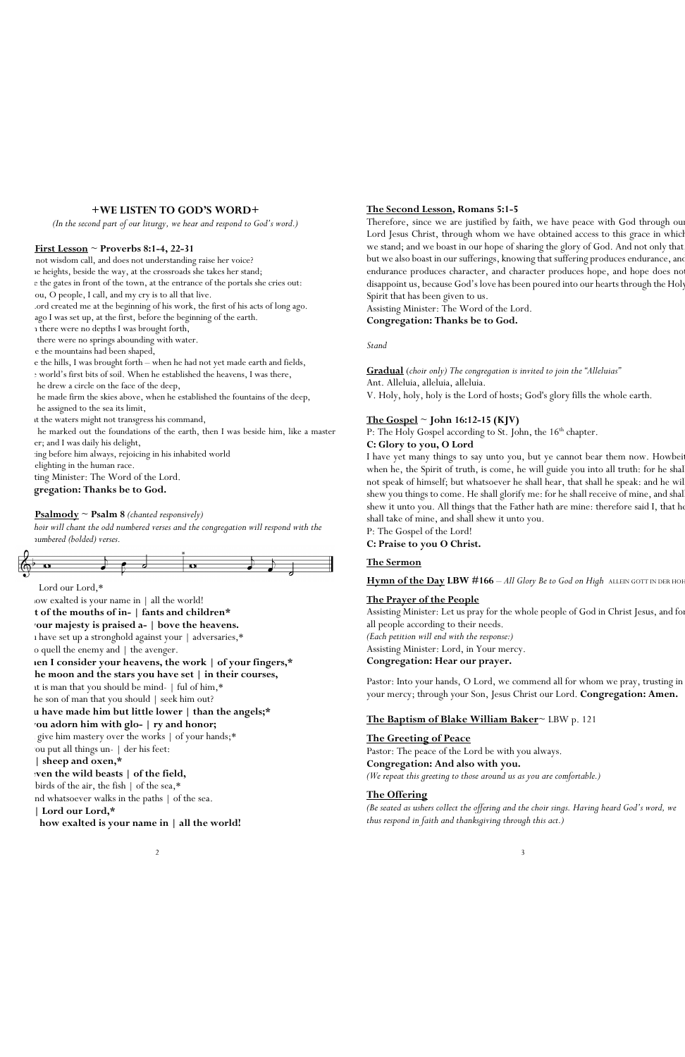## +WE LISTEN TO GOD'S WORD+

*(In the second part of our liturgy, we hear and respond to God's word.)*

**First Lesson ~ Proverbs 8:1-4, 22-31**

not wisdom call, and does not understanding raise her voice?
ne heights, beside the way, at the crossroads she takes her stand;
e the gates in front of the town, at the entrance of the portals she cries out:
ou, O people, I call, and my cry is to all that live.
Lord created me at the beginning of his work, the first of his acts of long ago.
ago I was set up, at the first, before the beginning of the earth.
n there were no depths I was brought forth,
there were no springs abounding with water.
e the mountains had been shaped,
e the hills, I was brought forth – when he had not yet made earth and fields,
world's first bits of soil. When he established the heavens, I was there,
he drew a circle on the face of the deep,
he made firm the skies above, when he established the fountains of the deep,
he assigned to the sea its limit,
at the waters might not transgress his command,
he marked out the foundations of the earth, then I was beside him, like a master
er; and I was daily his delight,
cing before him always, rejoicing in his inhabited world
elighting in the human race.
ting Minister: The Word of the Lord.
**gregation: Thanks be to God.**

**Psalmody ~ Psalm 8** *(chanted responsively)*

*hoir will chant the odd numbered verses and the congregation will respond with the numbered (bolded) verses.*

Lord our Lord,*
ow exalted is your name in | all the world!
**t of the mouths of in- | fants and children***
**our majesty is praised a- | bove the heavens.**
n have set up a stronghold against your | adversaries,*
o quell the enemy and | the avenger.
**en I consider your heavens, the work | of your fingers,***
**he moon and the stars you have set | in their courses,**
at is man that you should be mind- | ful of him,*
he son of man that you should | seek him out?
**u have made him but little lower | than the angels;***
**ou adorn him with glo- | ry and honor;**
give him mastery over the works | of your hands;*
ou put all things un- | der his feet:
**| sheep and oxen,***
**ven the wild beasts | of the field,**
birds of the air, the fish | of the sea,*
nd whatsoever walks in the paths | of the sea.
**| Lord our Lord,***
**how exalted is your name in | all the world!**

**The Second Lesson, Romans 5:1-5**

Therefore, since we are justified by faith, we have peace with God through our Lord Jesus Christ, through whom we have obtained access to this grace in which we stand; and we boast in our hope of sharing the glory of God. And not only that, but we also boast in our sufferings, knowing that suffering produces endurance, and endurance produces character, and character produces hope, and hope does not disappoint us, because God's love has been poured into our hearts through the Holy Spirit that has been given to us.
Assisting Minister: The Word of the Lord.
**Congregation: Thanks be to God.**

*Stand*

**Gradual** *(choir only) The congregation is invited to join the "Alleluias"*
Ant. Alleluia, alleluia, alleluia.
V. Holy, holy, holy is the Lord of hosts; God's glory fills the whole earth.

**The Gospel ~ John 16:12-15 (KJV)**

P: The Holy Gospel according to St. John, the 16th chapter.
**C: Glory to you, O Lord**
I have yet many things to say unto you, but ye cannot bear them now. Howbeit when he, the Spirit of truth, is come, he will guide you into all truth: for he shall not speak of himself; but whatsoever he shall hear, that shall he speak: and he will shew you things to come. He shall glorify me: for he shall receive of mine, and shall shew it unto you. All things that the Father hath are mine: therefore said I, that he shall take of mine, and shall shew it unto you.
P: The Gospel of the Lord!
**C: Praise to you O Christ.**

**The Sermon**

**Hymn of the Day LBW #166** – *All Glory Be to God on High* ALLEIN GOTT IN DER HOH

**The Prayer of the People**

Assisting Minister: Let us pray for the whole people of God in Christ Jesus, and for all people according to their needs.
*(Each petition will end with the response:)*
Assisting Minister: Lord, in Your mercy.
**Congregation: Hear our prayer.**

Pastor: Into your hands, O Lord, we commend all for whom we pray, trusting in your mercy; through your Son, Jesus Christ our Lord. **Congregation: Amen.**

**The Baptism of Blake William Baker**~ LBW p. 121

**The Greeting of Peace**

Pastor: The peace of the Lord be with you always.
**Congregation: And also with you.**
*(We repeat this greeting to those around us as you are comfortable.)*

**The Offering**

*(Be seated as ushers collect the offering and the choir sings. Having heard God's word, we thus respond in faith and thanksgiving through this act.)*